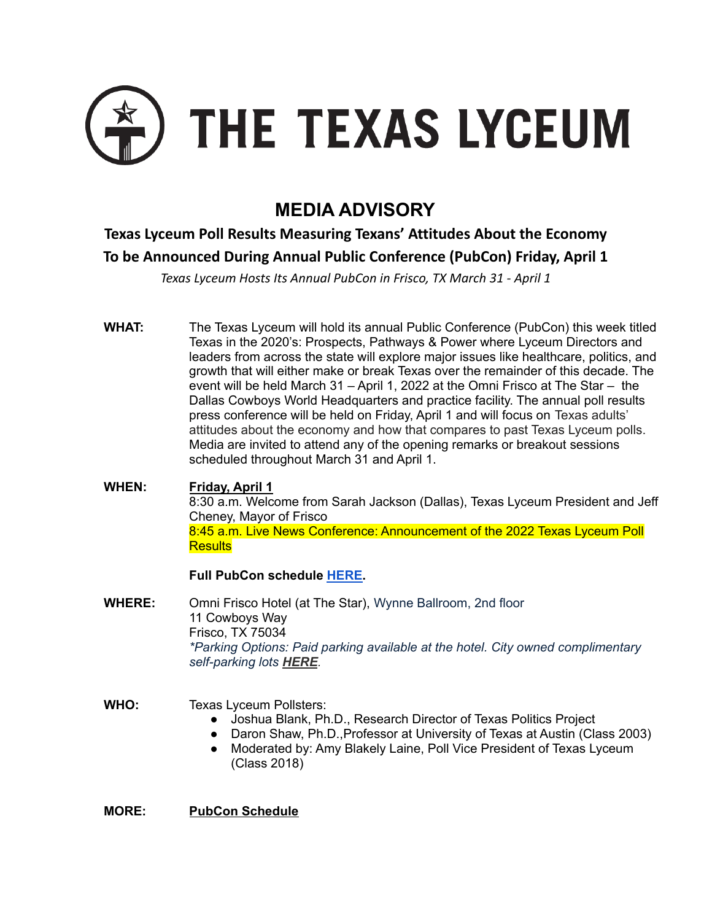# THE TEXAS LYCEUM

## MEDIA ADVISORY

### Texas Lyceum Poll Results Measuring Texans' Attitudes About the Economy To be Announced During Annual Public Conference (PubCon) Friday, April 1

*Texas Lyceum Hosts Its Annual PubCon in Frisco, TX March 31 - April 1*

**WHAT:** The Texas Lyceum will hold its annual Public Conference (PubCon) this week titled Texas in the 2020's: Prospects, Pathways & Power where Lyceum Directors and leaders from across the state will explore major issues like healthcare, politics, and growth that will either make or break Texas over the remainder of this decade. The event will be held March 31 – April 1, 2022 at the Omni Frisco at The Star – the Dallas Cowboys World Headquarters and practice facility. The annual poll results press conference will be held on Friday, April 1 and will focus on Texas adults' attitudes about the economy and how that compares to past Texas Lyceum polls. Media are invited to attend any of the opening remarks or breakout sessions scheduled throughout March 31 and April 1.

**WHEN:** **Friday, April 1**

8:30 a.m. Welcome from Sarah Jackson (Dallas), Texas Lyceum President and Jeff Cheney, Mayor of Frisco

8:45 a.m. Live News Conference: Announcement of the 2022 Texas Lyceum Poll Results

**Full PubCon schedule HERE.**

**WHERE:** Omni Frisco Hotel (at The Star), Wynne Ballroom, 2nd floor
11 Cowboys Way
Frisco, TX 75034
*\*Parking Options: Paid parking available at the hotel. City owned complimentary self-parking lots **HERE**.*

**WHO:** Texas Lyceum Pollsters:

- Joshua Blank, Ph.D., Research Director of Texas Politics Project
- Daron Shaw, Ph.D.,Professor at University of Texas at Austin (Class 2003)
- Moderated by: Amy Blakely Laine, Poll Vice President of Texas Lyceum (Class 2018)

**MORE:** **PubCon Schedule**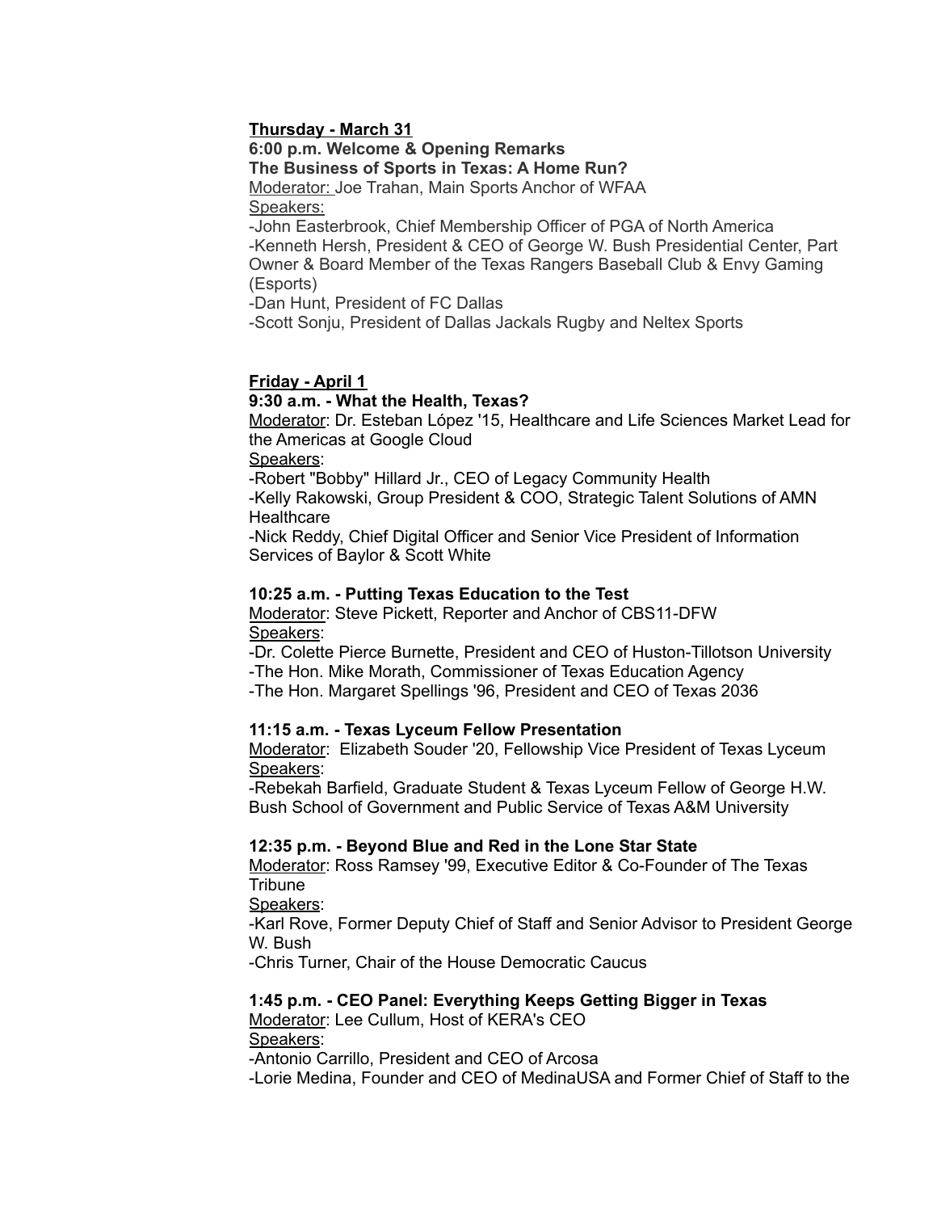**Thursday - March 31**

**6:00 p.m. Welcome & Opening Remarks**

**The Business of Sports in Texas: A Home Run?**

Moderator: Joe Trahan, Main Sports Anchor of WFAA

Speakers:

-John Easterbrook, Chief Membership Officer of PGA of North America

-Kenneth Hersh, President & CEO of George W. Bush Presidential Center, Part Owner & Board Member of the Texas Rangers Baseball Club & Envy Gaming (Esports)

-Dan Hunt, President of FC Dallas

-Scott Sonju, President of Dallas Jackals Rugby and Neltex Sports

**Friday - April 1**

**9:30 a.m. - What the Health, Texas?**

Moderator: Dr. Esteban López '15, Healthcare and Life Sciences Market Lead for the Americas at Google Cloud

Speakers:

-Robert "Bobby" Hillard Jr., CEO of Legacy Community Health

-Kelly Rakowski, Group President & COO, Strategic Talent Solutions of AMN Healthcare

-Nick Reddy, Chief Digital Officer and Senior Vice President of Information Services of Baylor & Scott White

**10:25 a.m. - Putting Texas Education to the Test**

Moderator: Steve Pickett, Reporter and Anchor of CBS11-DFW

Speakers:

-Dr. Colette Pierce Burnette, President and CEO of Huston-Tillotson University

-The Hon. Mike Morath, Commissioner of Texas Education Agency

-The Hon. Margaret Spellings '96, President and CEO of Texas 2036

**11:15 a.m. - Texas Lyceum Fellow Presentation**

Moderator: Elizabeth Souder '20, Fellowship Vice President of Texas Lyceum

Speakers:

-Rebekah Barfield, Graduate Student & Texas Lyceum Fellow of George H.W. Bush School of Government and Public Service of Texas A&M University

**12:35 p.m. - Beyond Blue and Red in the Lone Star State**

Moderator: Ross Ramsey '99, Executive Editor & Co-Founder of The Texas Tribune

Speakers:

-Karl Rove, Former Deputy Chief of Staff and Senior Advisor to President George W. Bush

-Chris Turner, Chair of the House Democratic Caucus

**1:45 p.m. - CEO Panel: Everything Keeps Getting Bigger in Texas**

Moderator: Lee Cullum, Host of KERA's CEO

Speakers:

-Antonio Carrillo, President and CEO of Arcosa

-Lorie Medina, Founder and CEO of MedinaUSA and Former Chief of Staff to the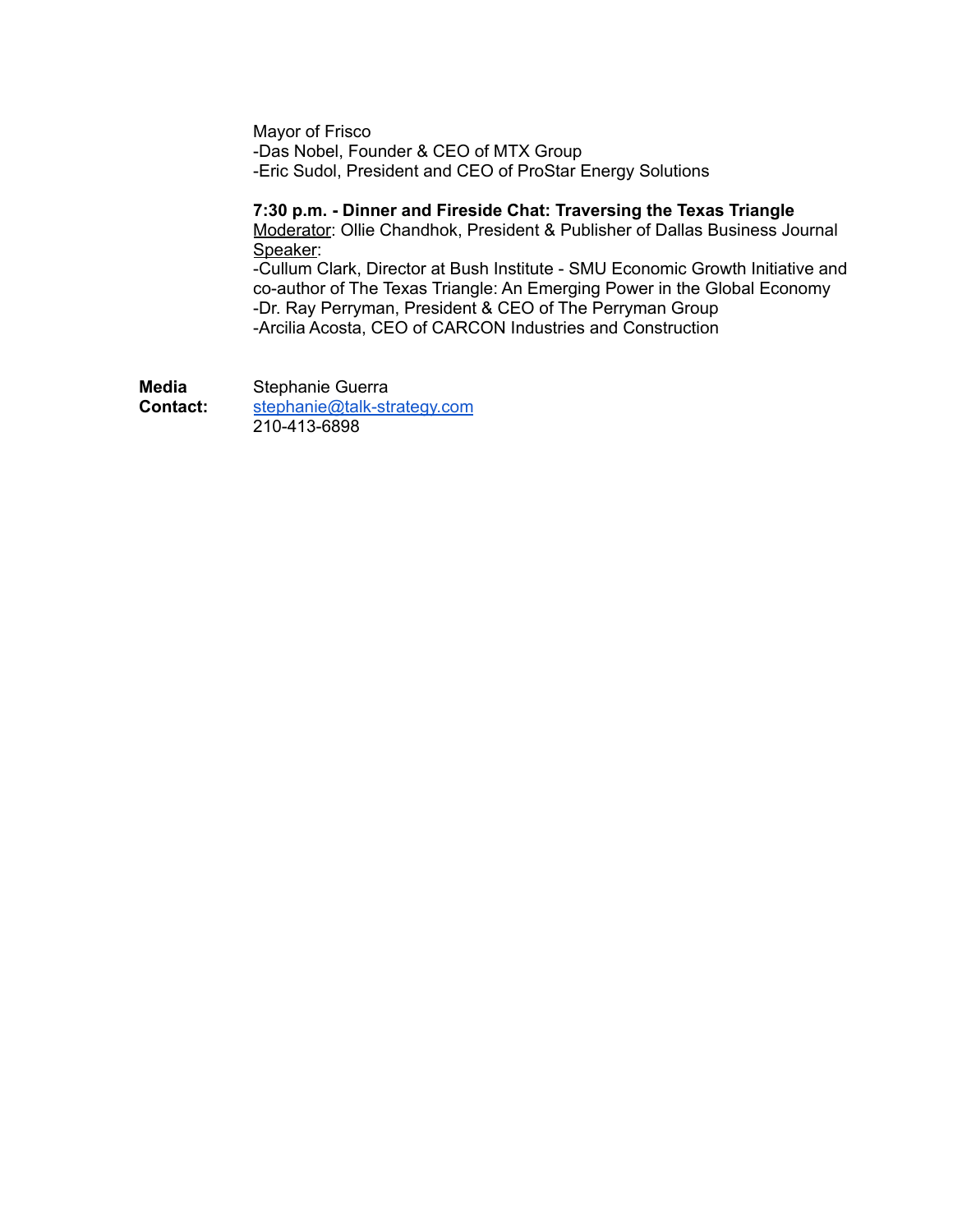Mayor of Frisco
-Das Nobel, Founder & CEO of MTX Group
-Eric Sudol, President and CEO of ProStar Energy Solutions

**7:30 p.m. - Dinner and Fireside Chat: Traversing the Texas Triangle**
Moderator: Ollie Chandhok, President & Publisher of Dallas Business Journal
Speaker:
-Cullum Clark, Director at Bush Institute - SMU Economic Growth Initiative and co-author of The Texas Triangle: An Emerging Power in the Global Economy
-Dr. Ray Perryman, President & CEO of The Perryman Group
-Arcilia Acosta, CEO of CARCON Industries and Construction

**Media Contact:** Stephanie Guerra
stephanie@talk-strategy.com
210-413-6898